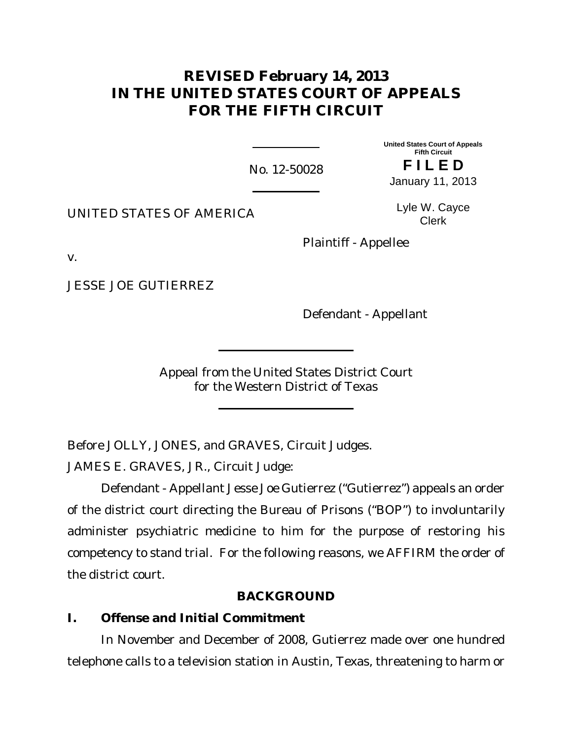# REVISED February 14, 2013
# IN THE UNITED STATES COURT OF APPEALS FOR THE FIFTH CIRCUIT

No. 12-50028

United States Court of Appeals
Fifth Circuit

**FILED**

January 11, 2013

Lyle W. Cayce
Clerk

UNITED STATES OF AMERICA

Plaintiff - Appellee

v.

JESSE JOE GUTIERREZ

Defendant - Appellant

Appeal from the United States District Court
for the Western District of Texas

Before JOLLY, JONES, and GRAVES, Circuit Judges.

JAMES E. GRAVES, JR., Circuit Judge:

Defendant - Appellant Jesse Joe Gutierrez ("Gutierrez") appeals an order of the district court directing the Bureau of Prisons ("BOP") to involuntarily administer psychiatric medicine to him for the purpose of restoring his competency to stand trial. For the following reasons, we AFFIRM the order of the district court.

## BACKGROUND

### I. Offense and Initial Commitment

In November and December of 2008, Gutierrez made over one hundred telephone calls to a television station in Austin, Texas, threatening to harm or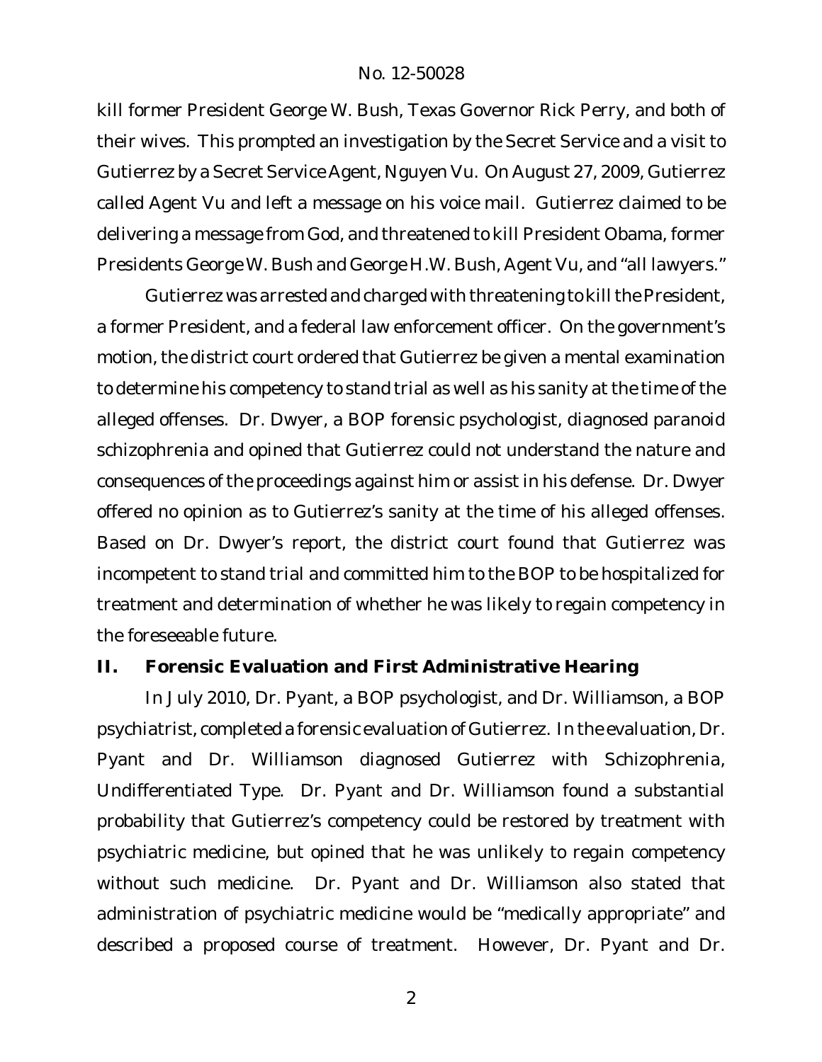kill former President George W. Bush, Texas Governor Rick Perry, and both of their wives. This prompted an investigation by the Secret Service and a visit to Gutierrez by a Secret Service Agent, Nguyen Vu. On August 27, 2009, Gutierrez called Agent Vu and left a message on his voice mail. Gutierrez claimed to be delivering a message from God, and threatened to kill President Obama, former Presidents George W. Bush and George H.W. Bush, Agent Vu, and "all lawyers."

Gutierrez was arrested and charged with threatening to kill the President, a former President, and a federal law enforcement officer. On the government's motion, the district court ordered that Gutierrez be given a mental examination to determine his competency to stand trial as well as his sanity at the time of the alleged offenses. Dr. Dwyer, a BOP forensic psychologist, diagnosed paranoid schizophrenia and opined that Gutierrez could not understand the nature and consequences of the proceedings against him or assist in his defense. Dr. Dwyer offered no opinion as to Gutierrez's sanity at the time of his alleged offenses. Based on Dr. Dwyer's report, the district court found that Gutierrez was incompetent to stand trial and committed him to the BOP to be hospitalized for treatment and determination of whether he was likely to regain competency in the foreseeable future.

## II. Forensic Evaluation and First Administrative Hearing

In July 2010, Dr. Pyant, a BOP psychologist, and Dr. Williamson, a BOP psychiatrist, completed a forensic evaluation of Gutierrez. In the evaluation, Dr. Pyant and Dr. Williamson diagnosed Gutierrez with Schizophrenia, Undifferentiated Type. Dr. Pyant and Dr. Williamson found a substantial probability that Gutierrez's competency could be restored by treatment with psychiatric medicine, but opined that he was unlikely to regain competency without such medicine. Dr. Pyant and Dr. Williamson also stated that administration of psychiatric medicine would be "medically appropriate" and described a proposed course of treatment. However, Dr. Pyant and Dr.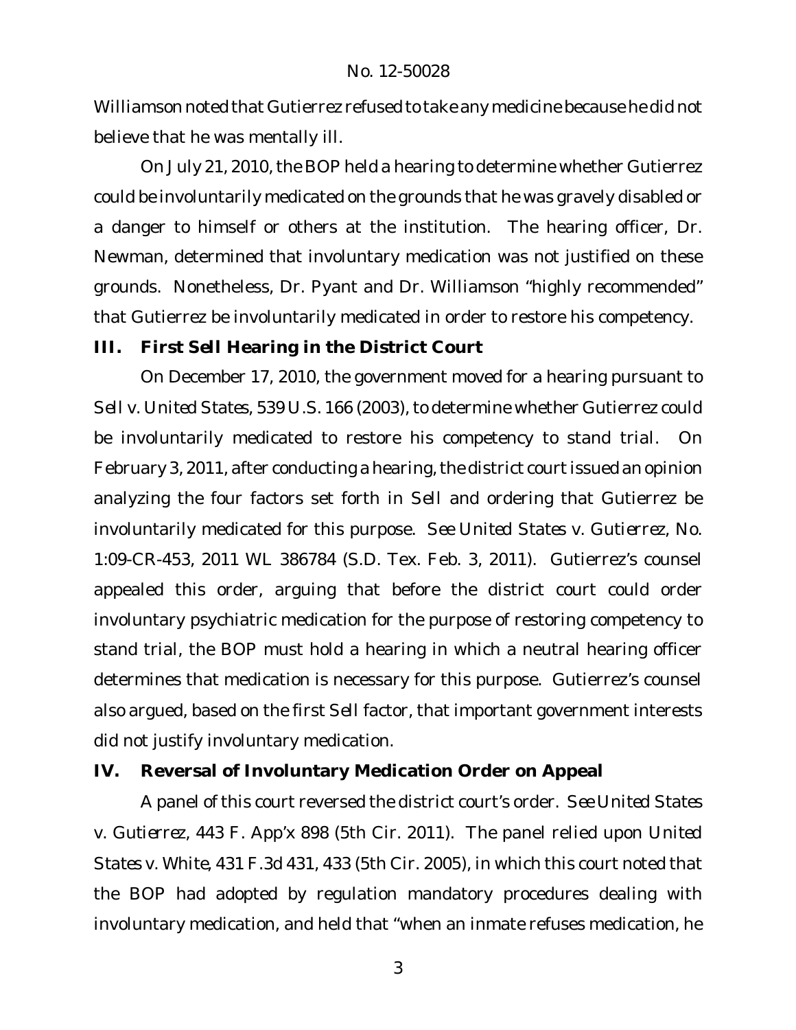Williamson noted that Gutierrez refused to take any medicine because he did not believe that he was mentally ill.

On July 21, 2010, the BOP held a hearing to determine whether Gutierrez could be involuntarily medicated on the grounds that he was gravely disabled or a danger to himself or others at the institution. The hearing officer, Dr. Newman, determined that involuntary medication was not justified on these grounds. Nonetheless, Dr. Pyant and Dr. Williamson "highly recommended" that Gutierrez be involuntarily medicated in order to restore his competency.

## III. First *Sell* Hearing in the District Court

On December 17, 2010, the government moved for a hearing pursuant to *Sell v. United States*, 539 U.S. 166 (2003), to determine whether Gutierrez could be involuntarily medicated to restore his competency to stand trial. On February 3, 2011, after conducting a hearing, the district court issued an opinion analyzing the four factors set forth in *Sell* and ordering that Gutierrez be involuntarily medicated for this purpose. *See United States v. Gutierrez*, No. 1:09-CR-453, 2011 WL 386784 (S.D. Tex. Feb. 3, 2011). Gutierrez's counsel appealed this order, arguing that before the district court could order involuntary psychiatric medication for the purpose of restoring competency to stand trial, the BOP must hold a hearing in which a neutral hearing officer determines that medication is necessary for this purpose. Gutierrez's counsel also argued, based on the first *Sell* factor, that important government interests did not justify involuntary medication.

## IV. Reversal of Involuntary Medication Order on Appeal

A panel of this court reversed the district court's order. *See United States v. Gutierrez*, 443 F. App'x 898 (5th Cir. 2011). The panel relied upon *United States v. White*, 431 F.3d 431, 433 (5th Cir. 2005), in which this court noted that the BOP had adopted by regulation mandatory procedures dealing with involuntary medication, and held that "when an inmate refuses medication, he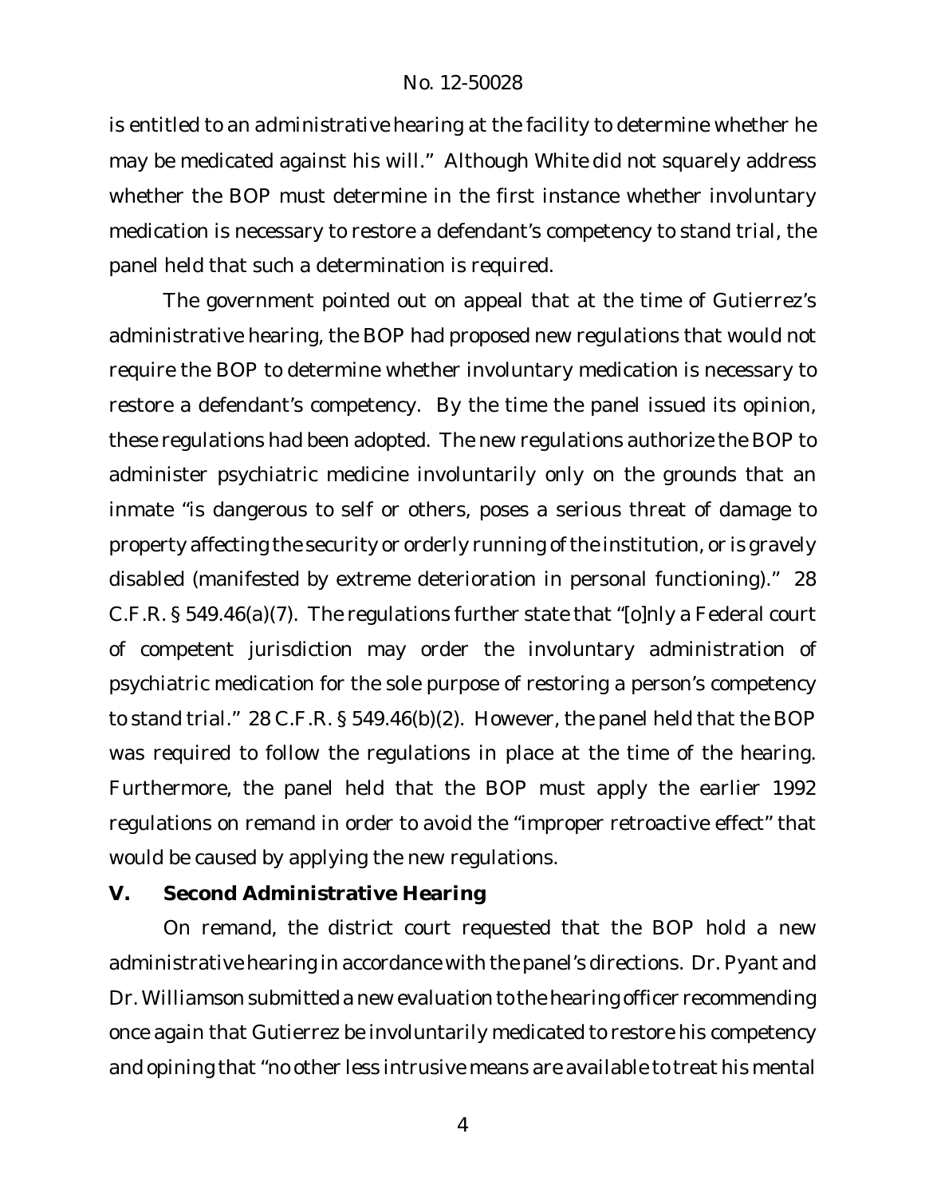is entitled to an administrative hearing at the facility to determine whether he may be medicated against his will." Although White did not squarely address whether the BOP must determine in the first instance whether involuntary medication is necessary to restore a defendant's competency to stand trial, the panel held that such a determination is required.

The government pointed out on appeal that at the time of Gutierrez's administrative hearing, the BOP had proposed new regulations that would not require the BOP to determine whether involuntary medication is necessary to restore a defendant's competency. By the time the panel issued its opinion, these regulations had been adopted. The new regulations authorize the BOP to administer psychiatric medicine involuntarily only on the grounds that an inmate "is dangerous to self or others, poses a serious threat of damage to property affecting the security or orderly running of the institution, or is gravely disabled (manifested by extreme deterioration in personal functioning)." 28 C.F.R. § 549.46(a)(7). The regulations further state that "[o]nly a Federal court of competent jurisdiction may order the involuntary administration of psychiatric medication for the sole purpose of restoring a person's competency to stand trial." 28 C.F.R. § 549.46(b)(2). However, the panel held that the BOP was required to follow the regulations in place at the time of the hearing. Furthermore, the panel held that the BOP must apply the earlier 1992 regulations on remand in order to avoid the "improper retroactive effect" that would be caused by applying the new regulations.

## V. Second Administrative Hearing

On remand, the district court requested that the BOP hold a new administrative hearing in accordance with the panel's directions. Dr. Pyant and Dr. Williamson submitted a new evaluation to the hearing officer recommending once again that Gutierrez be involuntarily medicated to restore his competency and opining that "no other less intrusive means are available to treat his mental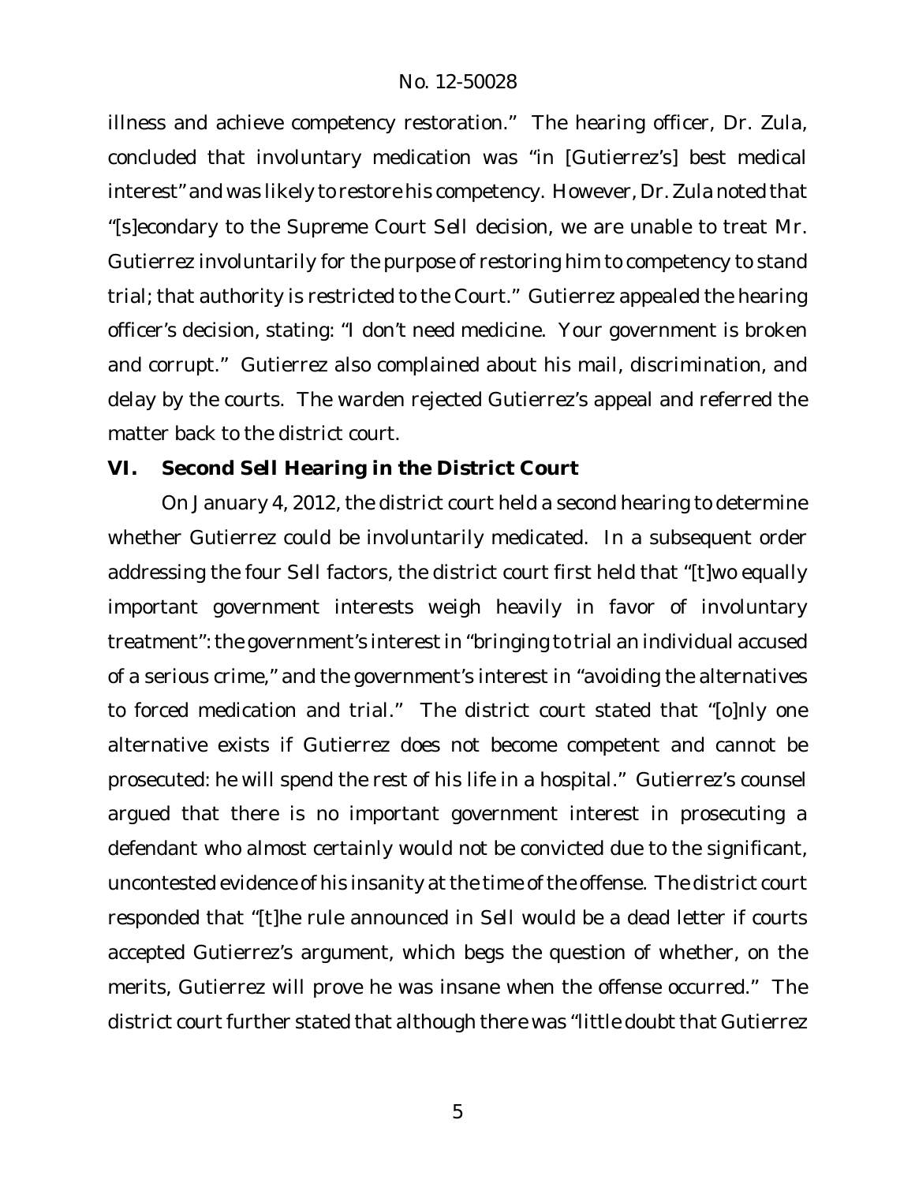illness and achieve competency restoration." The hearing officer, Dr. Zula, concluded that involuntary medication was "in [Gutierrez's] best medical interest" and was likely to restore his competency. However, Dr. Zula noted that "[s]econdary to the Supreme Court *Sell* decision, we are unable to treat Mr. Gutierrez involuntarily for the purpose of restoring him to competency to stand trial; that authority is restricted to the Court." Gutierrez appealed the hearing officer's decision, stating: "I don't need medicine. Your government is broken and corrupt." Gutierrez also complained about his mail, discrimination, and delay by the courts. The warden rejected Gutierrez's appeal and referred the matter back to the district court.

## VI. Second *Sell* Hearing in the District Court

On January 4, 2012, the district court held a second hearing to determine whether Gutierrez could be involuntarily medicated. In a subsequent order addressing the four *Sell* factors, the district court first held that "[t]wo equally important government interests weigh heavily in favor of involuntary treatment": the government's interest in "bringing to trial an individual accused of a serious crime," and the government's interest in "avoiding the alternatives to forced medication and trial." The district court stated that "[o]nly one alternative exists if Gutierrez does not become competent and cannot be prosecuted: he will spend the rest of his life in a hospital." Gutierrez's counsel argued that there is no important government interest in prosecuting a defendant who almost certainly would not be convicted due to the significant, uncontested evidence of his insanity at the time of the offense. The district court responded that "[t]he rule announced in *Sell* would be a dead letter if courts accepted Gutierrez's argument, which begs the question of whether, on the merits, Gutierrez will prove he was insane when the offense occurred." The district court further stated that although there was "little doubt that Gutierrez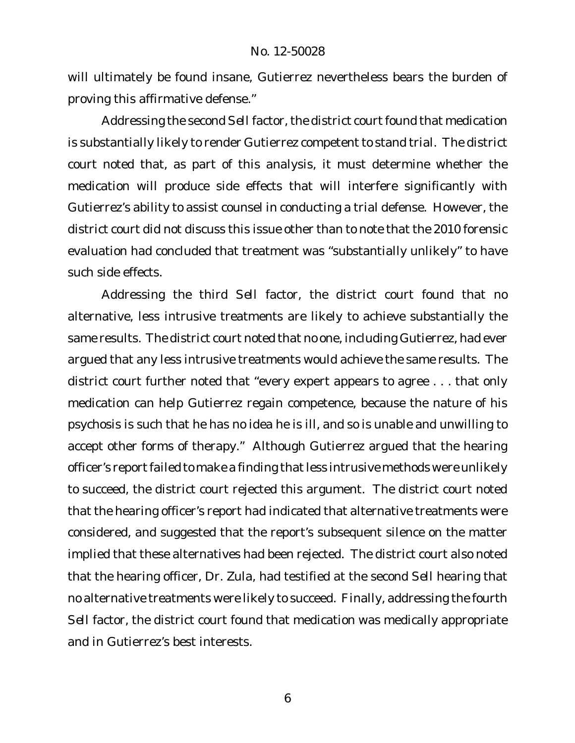will ultimately be found insane, Gutierrez nevertheless bears the burden of proving this affirmative defense."

Addressing the second *Sell* factor, the district court found that medication is substantially likely to render Gutierrez competent to stand trial. The district court noted that, as part of this analysis, it must determine whether the medication will produce side effects that will interfere significantly with Gutierrez's ability to assist counsel in conducting a trial defense. However, the district court did not discuss this issue other than to note that the 2010 forensic evaluation had concluded that treatment was "substantially unlikely" to have such side effects.

Addressing the third *Sell* factor, the district court found that no alternative, less intrusive treatments are likely to achieve substantially the same results. The district court noted that no one, including Gutierrez, had ever argued that any less intrusive treatments would achieve the same results. The district court further noted that "every expert appears to agree . . . that only medication can help Gutierrez regain competence, because the nature of his psychosis is such that he has no idea he is ill, and so is unable and unwilling to accept other forms of therapy." Although Gutierrez argued that the hearing officer's report failed to make a finding that less intrusive methods were unlikely to succeed, the district court rejected this argument. The district court noted that the hearing officer's report had indicated that alternative treatments were considered, and suggested that the report's subsequent silence on the matter implied that these alternatives had been rejected. The district court also noted that the hearing officer, Dr. Zula, had testified at the second *Sell* hearing that no alternative treatments were likely to succeed. Finally, addressing the fourth *Sell* factor, the district court found that medication was medically appropriate and in Gutierrez's best interests.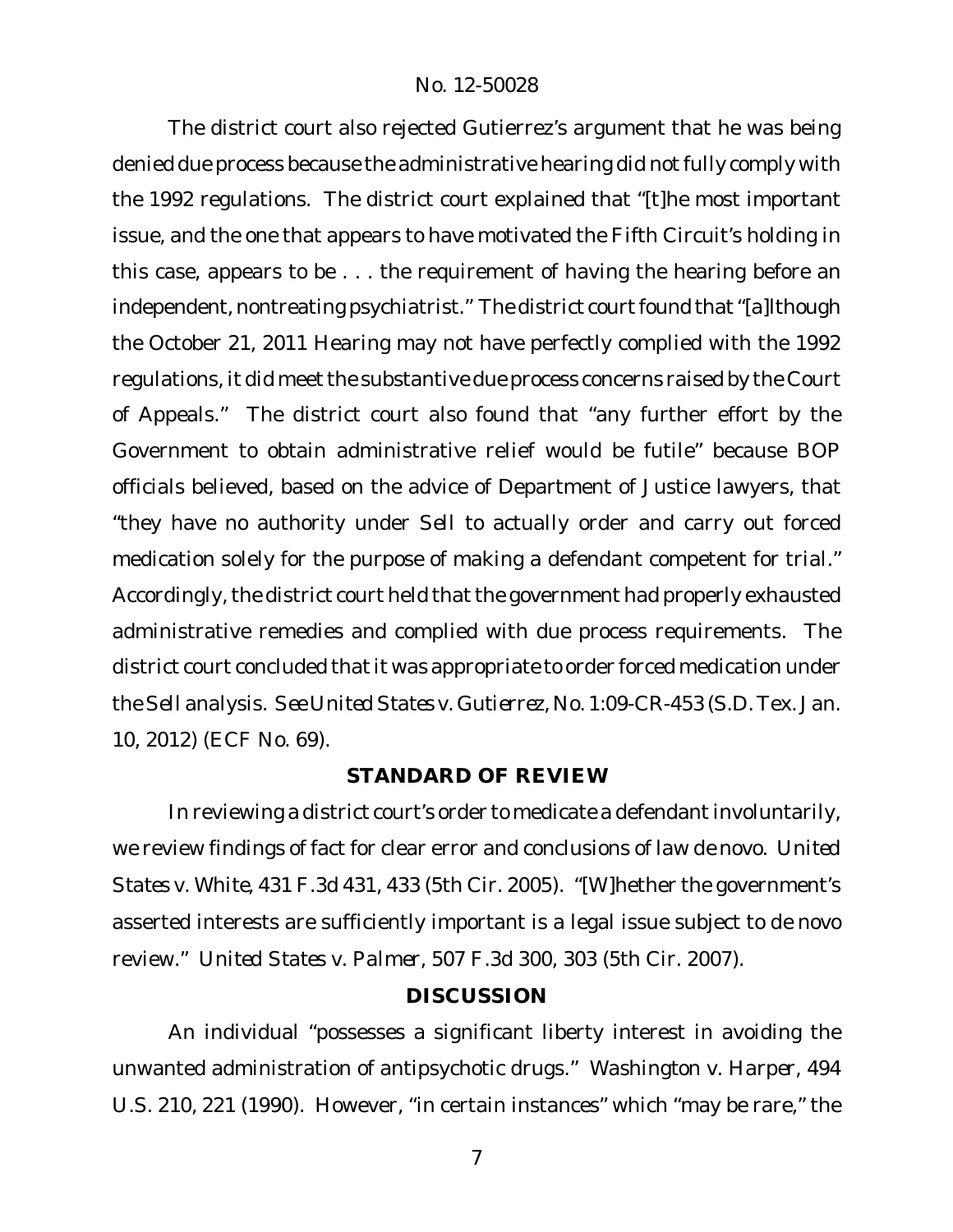The district court also rejected Gutierrez's argument that he was being denied due process because the administrative hearing did not fully comply with the 1992 regulations. The district court explained that "[t]he most important issue, and the one that appears to have motivated the Fifth Circuit's holding in this case, appears to be . . . the requirement of having the hearing before an independent, nontreating psychiatrist." The district court found that "[a]lthough the October 21, 2011 Hearing may not have perfectly complied with the 1992 regulations, it did meet the substantive due process concerns raised by the Court of Appeals." The district court also found that "any further effort by the Government to obtain administrative relief would be futile" because BOP officials believed, based on the advice of Department of Justice lawyers, that "they have no authority under *Sell* to actually order and carry out forced medication solely for the purpose of making a defendant competent for trial." Accordingly, the district court held that the government had properly exhausted administrative remedies and complied with due process requirements. The district court concluded that it was appropriate to order forced medication under the *Sell* analysis. *See United States v. Gutierrez*, No. 1:09-CR-453 (S.D. Tex. Jan. 10, 2012) (ECF No. 69).

## STANDARD OF REVIEW

In reviewing a district court's order to medicate a defendant involuntarily, we review findings of fact for clear error and conclusions of law *de novo*. *United States v. White*, 431 F.3d 431, 433 (5th Cir. 2005). "[W]hether the government's asserted interests are sufficiently important is a legal issue subject to de novo review." *United States v. Palmer*, 507 F.3d 300, 303 (5th Cir. 2007).

## DISCUSSION

An individual "possesses a significant liberty interest in avoiding the unwanted administration of antipsychotic drugs." *Washington v. Harper*, 494 U.S. 210, 221 (1990). However, "in certain instances" which "may be rare," the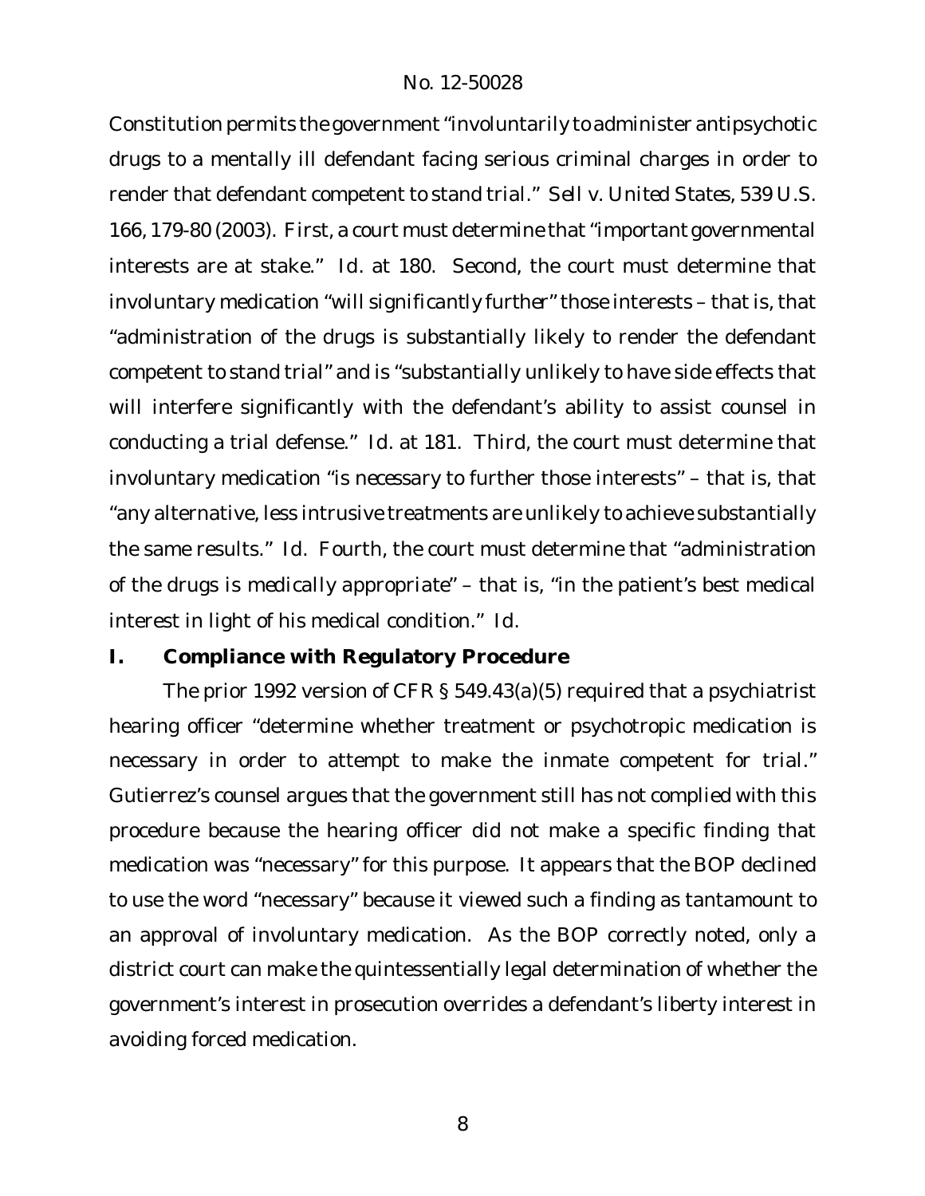Constitution permits the government "involuntarily to administer antipsychotic drugs to a mentally ill defendant facing serious criminal charges in order to render that defendant competent to stand trial." *Sell v. United States*, 539 U.S. 166, 179-80 (2003). First, a court must determine that "*important* governmental interests are at stake." *Id.* at 180. Second, the court must determine that involuntary medication "will *significantly further*" those interests – that is, that "administration of the drugs is substantially likely to render the defendant competent to stand trial" and is "substantially unlikely to have side effects that will interfere significantly with the defendant's ability to assist counsel in conducting a trial defense." *Id.* at 181. Third, the court must determine that involuntary medication "is *necessary* to further those interests" – that is, that "any alternative, less intrusive treatments are unlikely to achieve substantially the same results." *Id.* Fourth, the court must determine that "administration of the drugs is *medically appropriate*" – that is, "in the patient's best medical interest in light of his medical condition." *Id.*

## I. Compliance with Regulatory Procedure

The prior 1992 version of CFR § 549.43(a)(5) required that a psychiatrist hearing officer "determine whether treatment or psychotropic medication is necessary in order to attempt to make the inmate competent for trial." Gutierrez's counsel argues that the government still has not complied with this procedure because the hearing officer did not make a specific finding that medication was "necessary" for this purpose. It appears that the BOP declined to use the word "necessary" because it viewed such a finding as tantamount to an approval of involuntary medication. As the BOP correctly noted, only a district court can make the quintessentially legal determination of whether the government's interest in prosecution overrides a defendant's liberty interest in avoiding forced medication.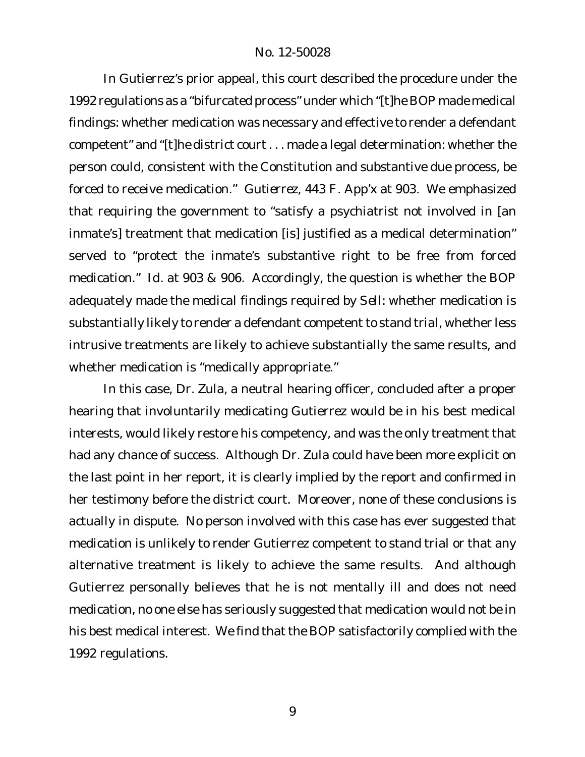In Gutierrez's prior appeal, this court described the procedure under the 1992 regulations as a "bifurcated process" under which "[t]he BOP made medical findings: whether medication was necessary and effective to render a defendant competent" and "[t]he district court . . . made a legal determination: whether the person could, consistent with the Constitution and substantive due process, be forced to receive medication." *Gutierrez*, 443 F. App'x at 903. We emphasized that requiring the government to "satisfy a psychiatrist not involved in [an inmate's] treatment that medication [is] justified as a medical determination" served to "protect the inmate's substantive right to be free from forced medication." *Id.* at 903 & 906. Accordingly, the question is whether the BOP adequately made the medical findings required by *Sell*: whether medication is substantially likely to render a defendant competent to stand trial, whether less intrusive treatments are likely to achieve substantially the same results, and whether medication is "medically appropriate."

In this case, Dr. Zula, a neutral hearing officer, concluded after a proper hearing that involuntarily medicating Gutierrez would be in his best medical interests, would likely restore his competency, and was the only treatment that had any chance of success. Although Dr. Zula could have been more explicit on the last point in her report, it is clearly implied by the report and confirmed in her testimony before the district court. Moreover, none of these conclusions is actually in dispute. No person involved with this case has ever suggested that medication is unlikely to render Gutierrez competent to stand trial or that any alternative treatment is likely to achieve the same results. And although Gutierrez personally believes that he is not mentally ill and does not need medication, no one else has seriously suggested that medication would not be in his best medical interest. We find that the BOP satisfactorily complied with the 1992 regulations.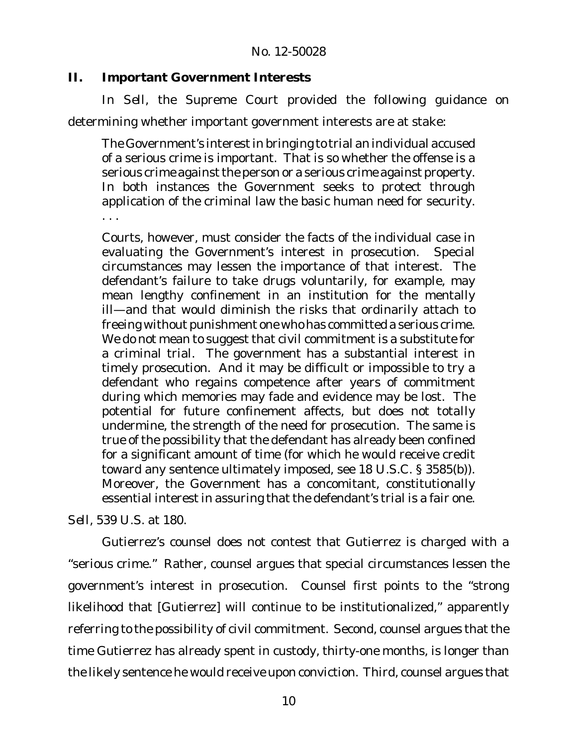## II. Important Government Interests

In *Sell*, the Supreme Court provided the following guidance on determining whether important government interests are at stake:

> The Government's interest in bringing to trial an individual accused of a serious crime is important. That is so whether the offense is a serious crime against the person or a serious crime against property. In both instances the Government seeks to protect through application of the criminal law the basic human need for security. . . .
>
> Courts, however, must consider the facts of the individual case in evaluating the Government's interest in prosecution. Special circumstances may lessen the importance of that interest. The defendant's failure to take drugs voluntarily, for example, may mean lengthy confinement in an institution for the mentally ill—and that would diminish the risks that ordinarily attach to freeing without punishment one who has committed a serious crime. We do not mean to suggest that civil commitment is a substitute for a criminal trial. The government has a substantial interest in timely prosecution. And it may be difficult or impossible to try a defendant who regains competence after years of commitment during which memories may fade and evidence may be lost. The potential for future confinement affects, but does not totally undermine, the strength of the need for prosecution. The same is true of the possibility that the defendant has already been confined for a significant amount of time (for which he would receive credit toward any sentence ultimately imposed, see 18 U.S.C. § 3585(b)). Moreover, the Government has a concomitant, constitutionally essential interest in assuring that the defendant's trial is a fair one.

*Sell*, 539 U.S. at 180.

Gutierrez's counsel does not contest that Gutierrez is charged with a "serious crime." Rather, counsel argues that special circumstances lessen the government's interest in prosecution. Counsel first points to the "strong likelihood that [Gutierrez] will continue to be institutionalized," apparently referring to the possibility of civil commitment. Second, counsel argues that the time Gutierrez has already spent in custody, thirty-one months, is longer than the likely sentence he would receive upon conviction. Third, counsel argues that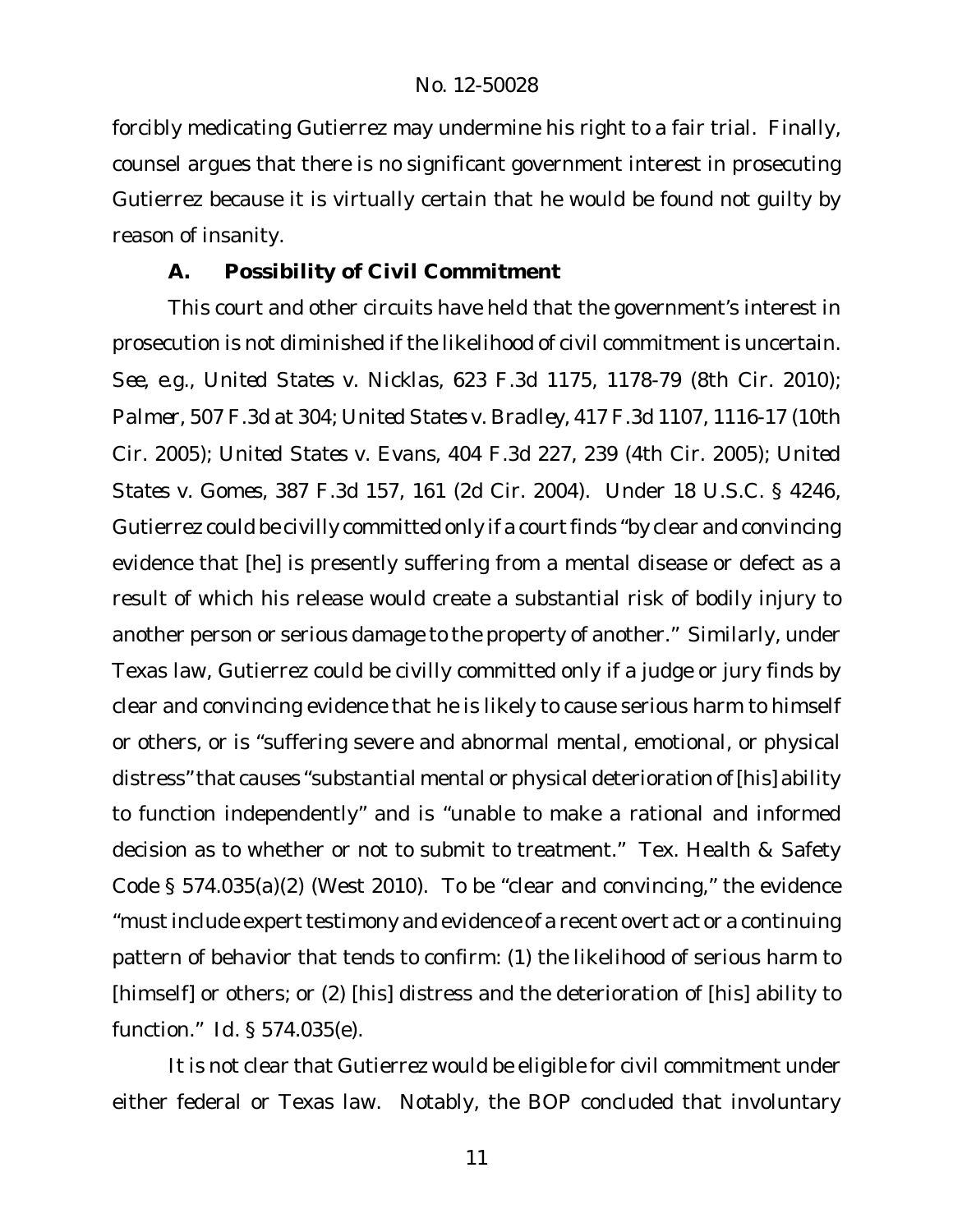forcibly medicating Gutierrez may undermine his right to a fair trial. Finally, counsel argues that there is no significant government interest in prosecuting Gutierrez because it is virtually certain that he would be found not guilty by reason of insanity.

### A. Possibility of Civil Commitment

This court and other circuits have held that the government's interest in prosecution is not diminished if the likelihood of civil commitment is uncertain. *See, e.g.*, *United States v. Nicklas*, 623 F.3d 1175, 1178-79 (8th Cir. 2010); *Palmer*, 507 F.3d at 304; *United States v. Bradley*, 417 F.3d 1107, 1116-17 (10th Cir. 2005); *United States v. Evans*, 404 F.3d 227, 239 (4th Cir. 2005); *United States v. Gomes*, 387 F.3d 157, 161 (2d Cir. 2004). Under 18 U.S.C. § 4246, Gutierrez could be civilly committed only if a court finds "by clear and convincing evidence that [he] is presently suffering from a mental disease or defect as a result of which his release would create a substantial risk of bodily injury to another person or serious damage to the property of another." Similarly, under Texas law, Gutierrez could be civilly committed only if a judge or jury finds by clear and convincing evidence that he is likely to cause serious harm to himself or others, or is "suffering severe and abnormal mental, emotional, or physical distress" that causes "substantial mental or physical deterioration of [his] ability to function independently" and is "unable to make a rational and informed decision as to whether or not to submit to treatment." Tex. Health & Safety Code § 574.035(a)(2) (West 2010). To be "clear and convincing," the evidence "must include expert testimony and evidence of a recent overt act or a continuing pattern of behavior that tends to confirm: (1) the likelihood of serious harm to [himself] or others; or (2) [his] distress and the deterioration of [his] ability to function." *Id.* § 574.035(e).

It is not clear that Gutierrez would be eligible for civil commitment under either federal or Texas law. Notably, the BOP concluded that involuntary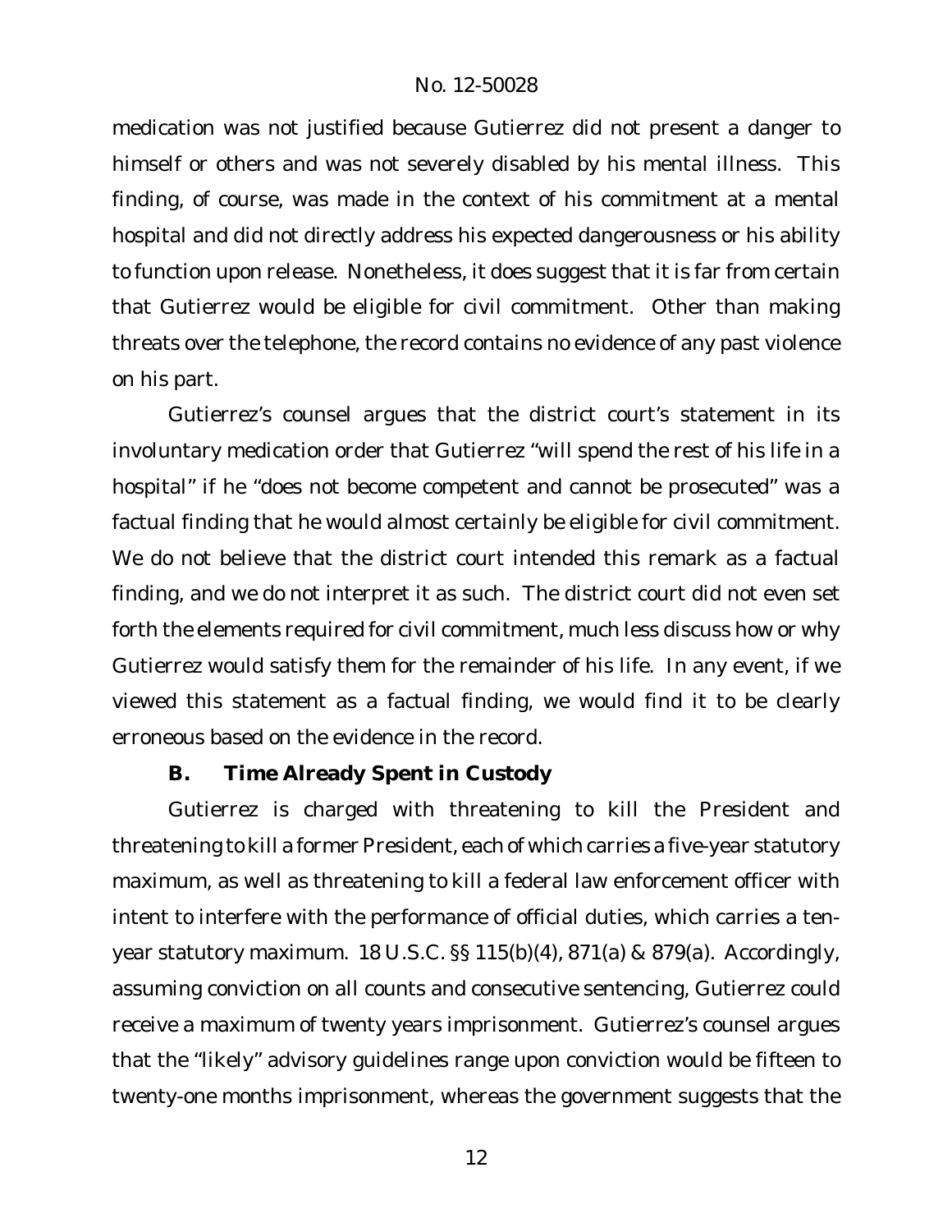medication was not justified because Gutierrez did not present a danger to himself or others and was not severely disabled by his mental illness. This finding, of course, was made in the context of his commitment at a mental hospital and did not directly address his expected dangerousness or his ability to function upon release. Nonetheless, it does suggest that it is far from certain that Gutierrez would be eligible for civil commitment. Other than making threats over the telephone, the record contains no evidence of any past violence on his part.

Gutierrez's counsel argues that the district court's statement in its involuntary medication order that Gutierrez "will spend the rest of his life in a hospital" if he "does not become competent and cannot be prosecuted" was a factual finding that he would almost certainly be eligible for civil commitment. We do not believe that the district court intended this remark as a factual finding, and we do not interpret it as such. The district court did not even set forth the elements required for civil commitment, much less discuss how or why Gutierrez would satisfy them for the remainder of his life. In any event, if we viewed this statement as a factual finding, we would find it to be clearly erroneous based on the evidence in the record.

### B. Time Already Spent in Custody

Gutierrez is charged with threatening to kill the President and threatening to kill a former President, each of which carries a five-year statutory maximum, as well as threatening to kill a federal law enforcement officer with intent to interfere with the performance of official duties, which carries a ten-year statutory maximum. 18 U.S.C. §§ 115(b)(4), 871(a) & 879(a). Accordingly, assuming conviction on all counts and consecutive sentencing, Gutierrez could receive a maximum of twenty years imprisonment. Gutierrez's counsel argues that the "likely" advisory guidelines range upon conviction would be fifteen to twenty-one months imprisonment, whereas the government suggests that the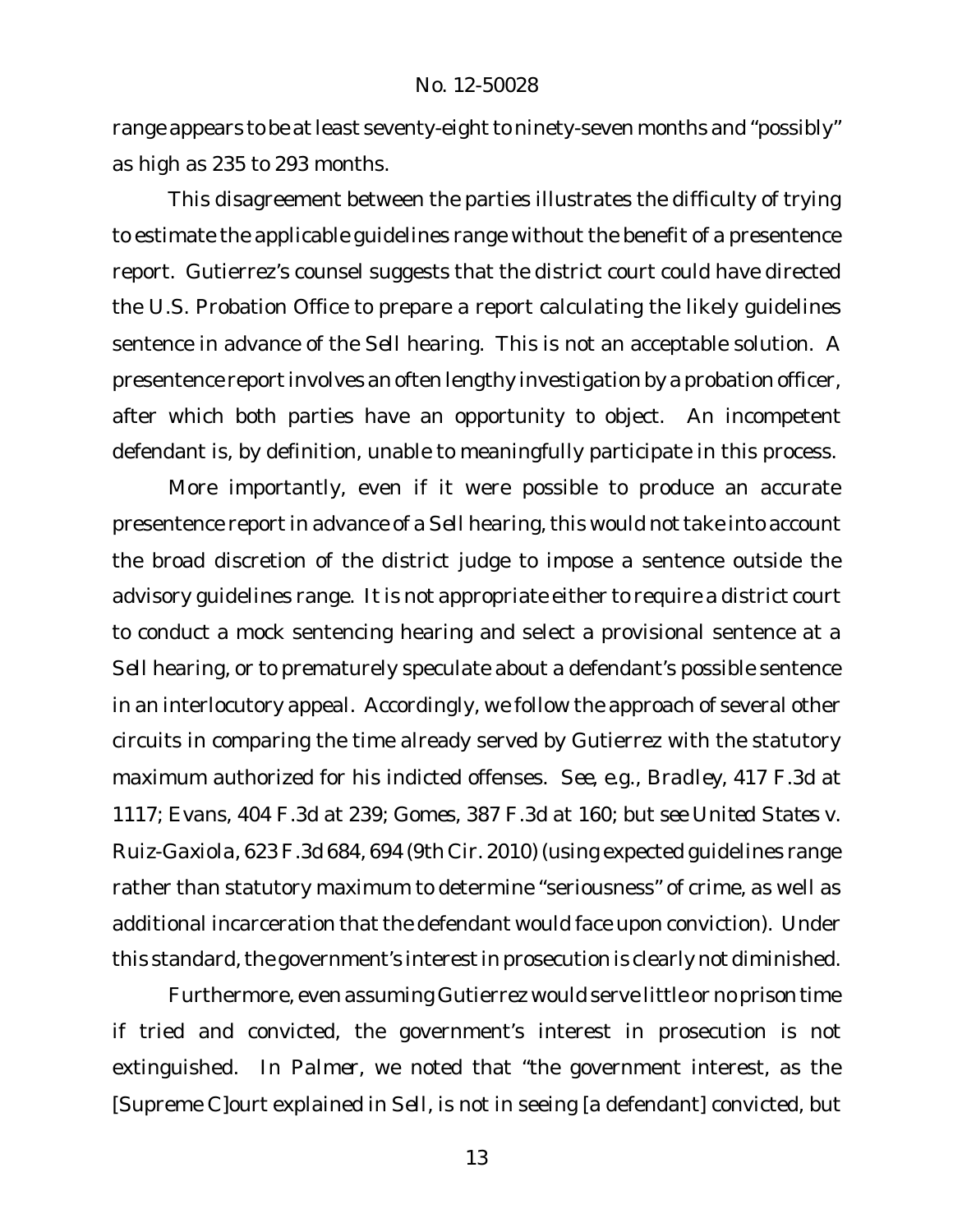range appears to be at least seventy-eight to ninety-seven months and "possibly" as high as 235 to 293 months.

This disagreement between the parties illustrates the difficulty of trying to estimate the applicable guidelines range without the benefit of a presentence report. Gutierrez's counsel suggests that the district court could have directed the U.S. Probation Office to prepare a report calculating the likely guidelines sentence in advance of the *Sell* hearing. This is not an acceptable solution. A presentence report involves an often lengthy investigation by a probation officer, after which both parties have an opportunity to object. An incompetent defendant is, by definition, unable to meaningfully participate in this process.

More importantly, even if it were possible to produce an accurate presentence report in advance of a *Sell* hearing, this would not take into account the broad discretion of the district judge to impose a sentence outside the advisory guidelines range. It is not appropriate either to require a district court to conduct a mock sentencing hearing and select a provisional sentence at a *Sell* hearing, or to prematurely speculate about a defendant's possible sentence in an interlocutory appeal. Accordingly, we follow the approach of several other circuits in comparing the time already served by Gutierrez with the statutory maximum authorized for his indicted offenses. *See, e.g.*, *Bradley*, 417 F.3d at 1117; *Evans*, 404 F.3d at 239; *Gomes*, 387 F.3d at 160; *but see United States v. Ruiz-Gaxiola*, 623 F.3d 684, 694 (9th Cir. 2010) (using expected guidelines range rather than statutory maximum to determine "seriousness" of crime, as well as additional incarceration that the defendant would face upon conviction). Under this standard, the government's interest in prosecution is clearly not diminished.

Furthermore, even assuming Gutierrez would serve little or no prison time if tried and convicted, the government's interest in prosecution is not extinguished. In *Palmer*, we noted that "the government interest, as the [Supreme C]ourt explained in *Sell*, is not in seeing [a defendant] convicted, but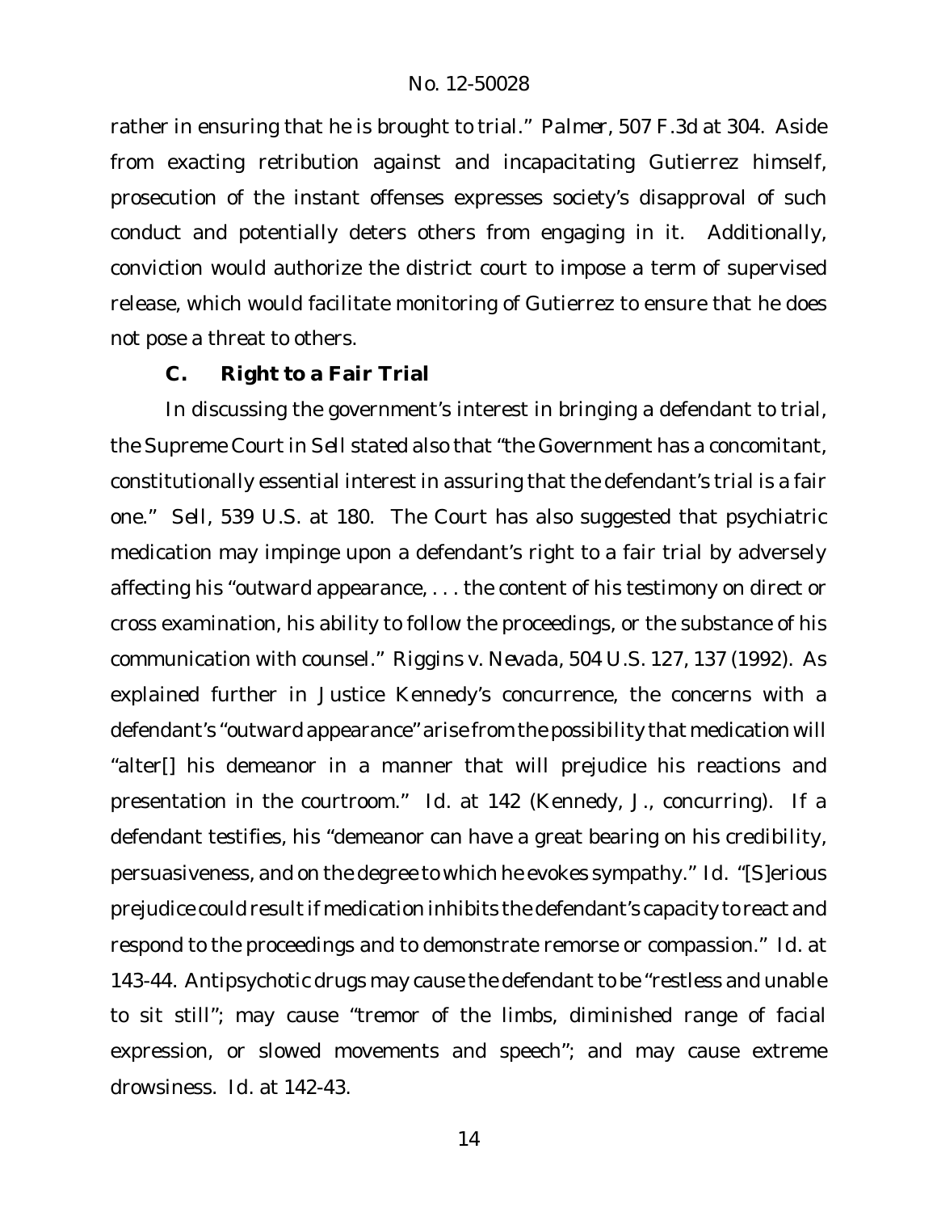rather in ensuring that he is brought to trial." *Palmer*, 507 F.3d at 304. Aside from exacting retribution against and incapacitating Gutierrez himself, prosecution of the instant offenses expresses society's disapproval of such conduct and potentially deters others from engaging in it. Additionally, conviction would authorize the district court to impose a term of supervised release, which would facilitate monitoring of Gutierrez to ensure that he does not pose a threat to others.

### C. Right to a Fair Trial

In discussing the government's interest in bringing a defendant to trial, the Supreme Court in *Sell* stated also that "the Government has a concomitant, constitutionally essential interest in assuring that the defendant's trial is a fair one." *Sell*, 539 U.S. at 180. The Court has also suggested that psychiatric medication may impinge upon a defendant's right to a fair trial by adversely affecting his "outward appearance, . . . the content of his testimony on direct or cross examination, his ability to follow the proceedings, or the substance of his communication with counsel." *Riggins v. Nevada*, 504 U.S. 127, 137 (1992). As explained further in Justice Kennedy's concurrence, the concerns with a defendant's "outward appearance" arise from the possibility that medication will "alter[] his demeanor in a manner that will prejudice his reactions and presentation in the courtroom." *Id.* at 142 (Kennedy, J., concurring). If a defendant testifies, his "demeanor can have a great bearing on his credibility, persuasiveness, and on the degree to which he evokes sympathy." *Id.* "[S]erious prejudice could result if medication inhibits the defendant's capacity to react and respond to the proceedings and to demonstrate remorse or compassion." *Id.* at 143-44. Antipsychotic drugs may cause the defendant to be "restless and unable to sit still"; may cause "tremor of the limbs, diminished range of facial expression, or slowed movements and speech"; and may cause extreme drowsiness. *Id.* at 142-43.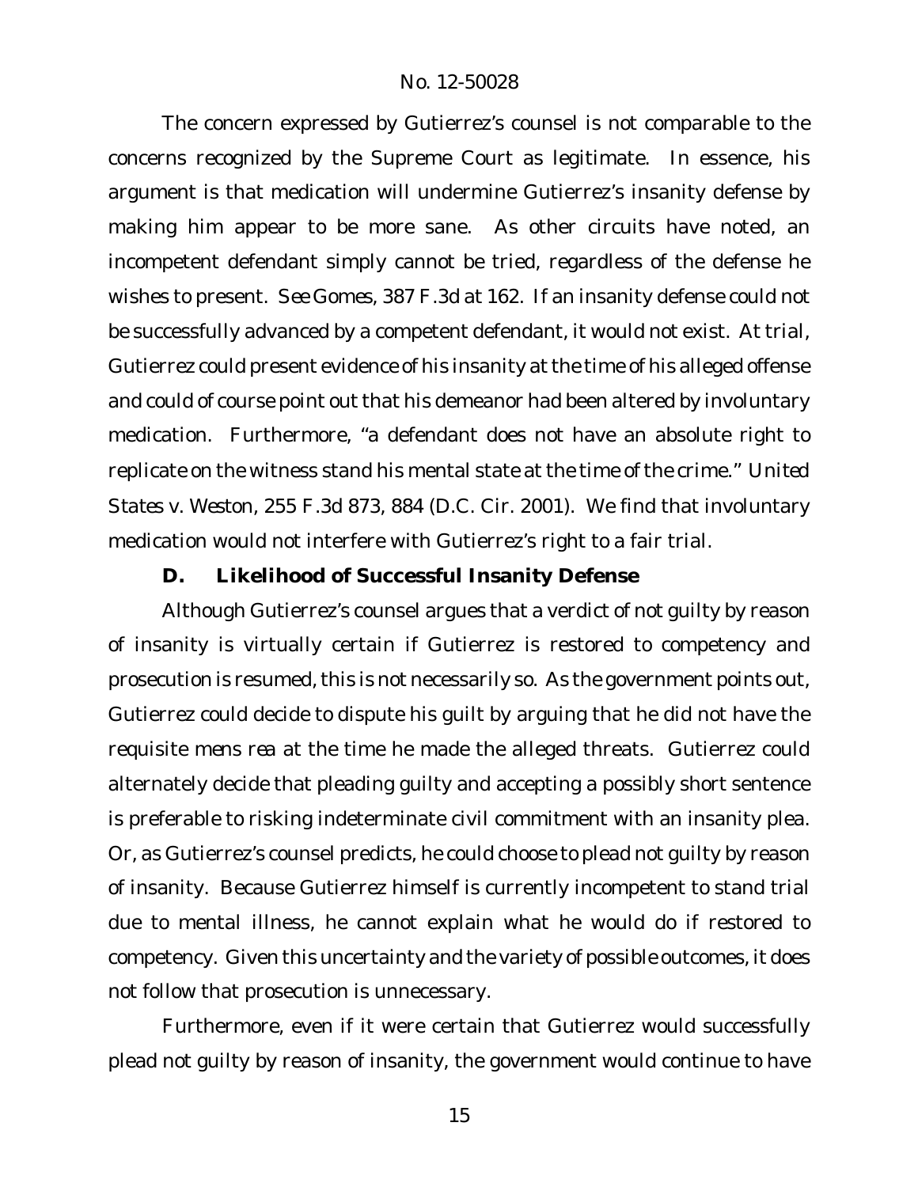The concern expressed by Gutierrez's counsel is not comparable to the concerns recognized by the Supreme Court as legitimate. In essence, his argument is that medication will undermine Gutierrez's insanity defense by making him appear to be more sane. As other circuits have noted, an incompetent defendant simply cannot be tried, regardless of the defense he wishes to present. *See Gomes*, 387 F.3d at 162. If an insanity defense could not be successfully advanced by a competent defendant, it would not exist. At trial, Gutierrez could present evidence of his insanity at the time of his alleged offense and could of course point out that his demeanor had been altered by involuntary medication. Furthermore, "a defendant does not have an absolute right to replicate on the witness stand his mental state at the time of the crime." *United States v. Weston*, 255 F.3d 873, 884 (D.C. Cir. 2001). We find that involuntary medication would not interfere with Gutierrez's right to a fair trial.

### D. Likelihood of Successful Insanity Defense

Although Gutierrez's counsel argues that a verdict of not guilty by reason of insanity is virtually certain if Gutierrez is restored to competency and prosecution is resumed, this is not necessarily so. As the government points out, Gutierrez could decide to dispute his guilt by arguing that he did not have the requisite *mens rea* at the time he made the alleged threats. Gutierrez could alternately decide that pleading guilty and accepting a possibly short sentence is preferable to risking indeterminate civil commitment with an insanity plea. Or, as Gutierrez's counsel predicts, he could choose to plead not guilty by reason of insanity. Because Gutierrez himself is currently incompetent to stand trial due to mental illness, he cannot explain what he would do if restored to competency. Given this uncertainty and the variety of possible outcomes, it does not follow that prosecution is unnecessary.

Furthermore, even if it were certain that Gutierrez would successfully plead not guilty by reason of insanity, the government would continue to have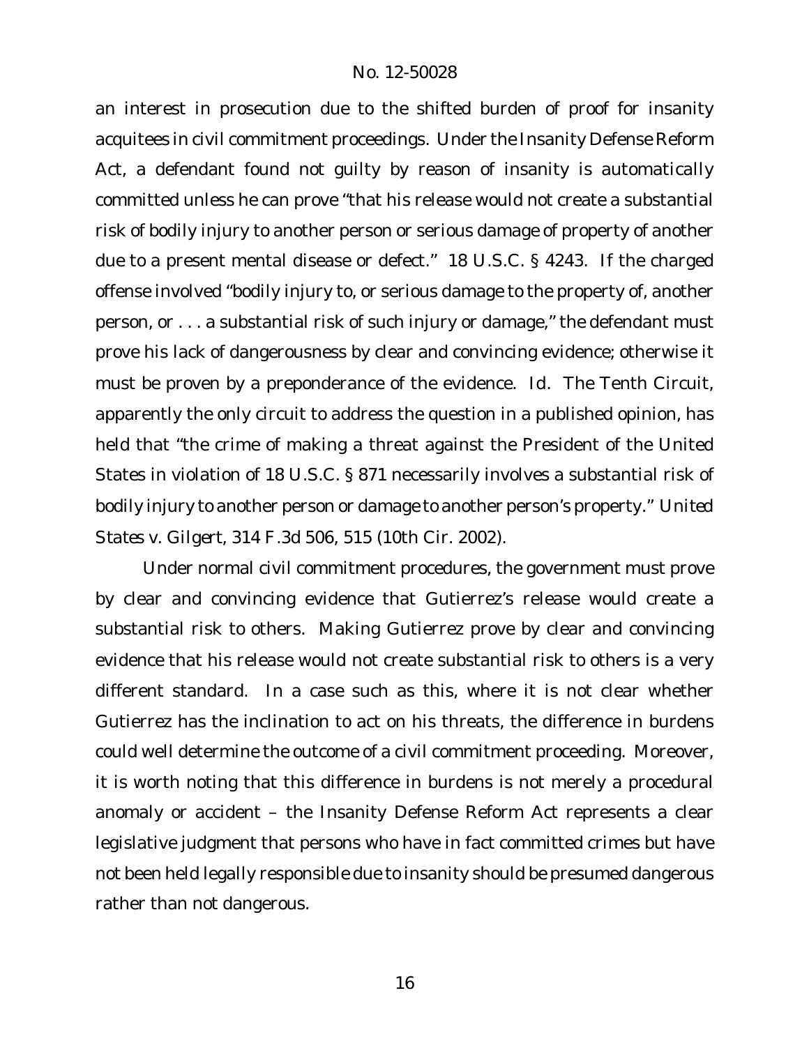an interest in prosecution due to the shifted burden of proof for insanity acquitees in civil commitment proceedings. Under the Insanity Defense Reform Act, a defendant found not guilty by reason of insanity is automatically committed unless he can prove "that his release would not create a substantial risk of bodily injury to another person or serious damage of property of another due to a present mental disease or defect." 18 U.S.C. § 4243. If the charged offense involved "bodily injury to, or serious damage to the property of, another person, or . . . a substantial risk of such injury or damage," the defendant must prove his lack of dangerousness by clear and convincing evidence; otherwise it must be proven by a preponderance of the evidence. *Id.* The Tenth Circuit, apparently the only circuit to address the question in a published opinion, has held that "the crime of making a threat against the President of the United States in violation of 18 U.S.C. § 871 necessarily involves a substantial risk of bodily injury to another person or damage to another person's property." *United States v. Gilgert*, 314 F.3d 506, 515 (10th Cir. 2002).

Under normal civil commitment procedures, the government must prove by clear and convincing evidence that Gutierrez's release would create a substantial risk to others. Making Gutierrez prove by clear and convincing evidence that his release would not create substantial risk to others is a very different standard. In a case such as this, where it is not clear whether Gutierrez has the inclination to act on his threats, the difference in burdens could well determine the outcome of a civil commitment proceeding. Moreover, it is worth noting that this difference in burdens is not merely a procedural anomaly or accident – the Insanity Defense Reform Act represents a clear legislative judgment that persons who have in fact committed crimes but have not been held legally responsible due to insanity should be presumed dangerous rather than not dangerous.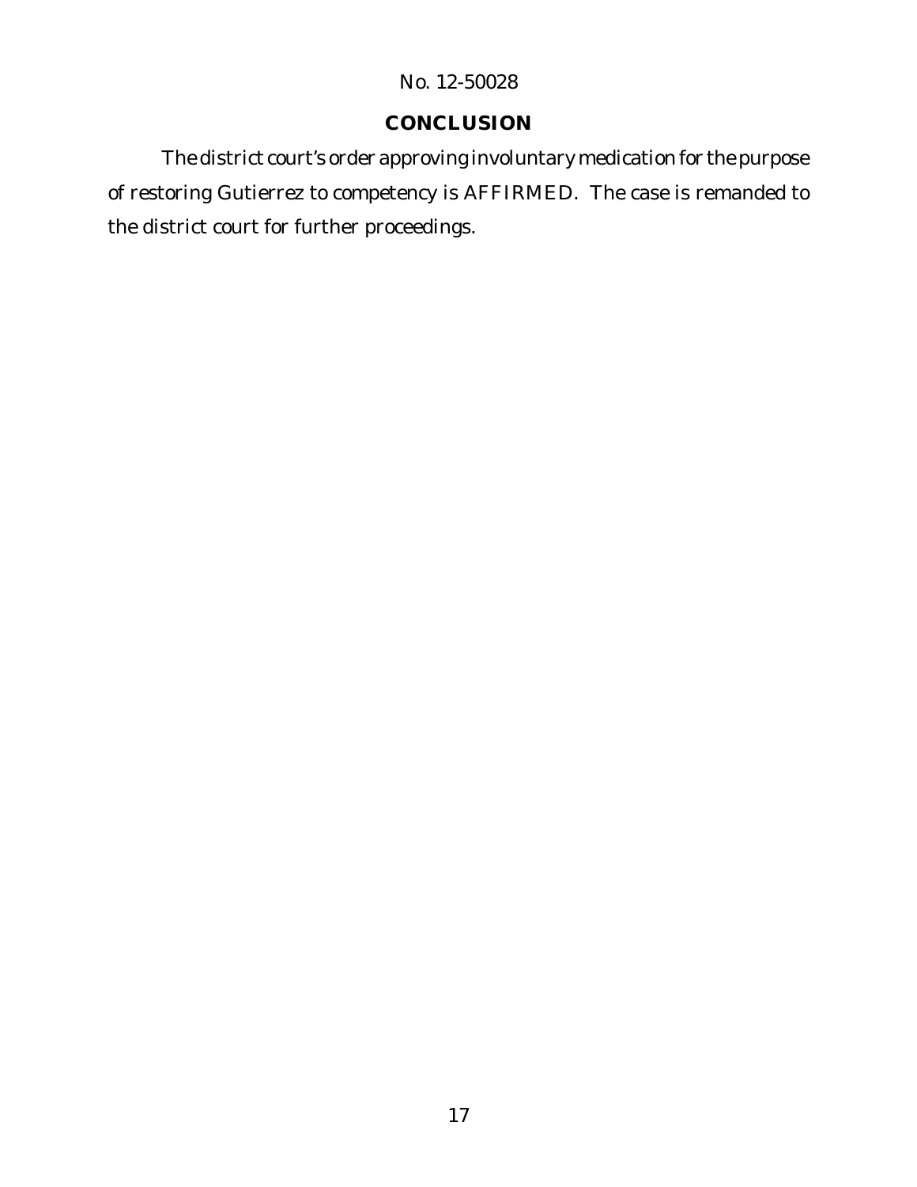## CONCLUSION

The district court's order approving involuntary medication for the purpose of restoring Gutierrez to competency is AFFIRMED. The case is remanded to the district court for further proceedings.